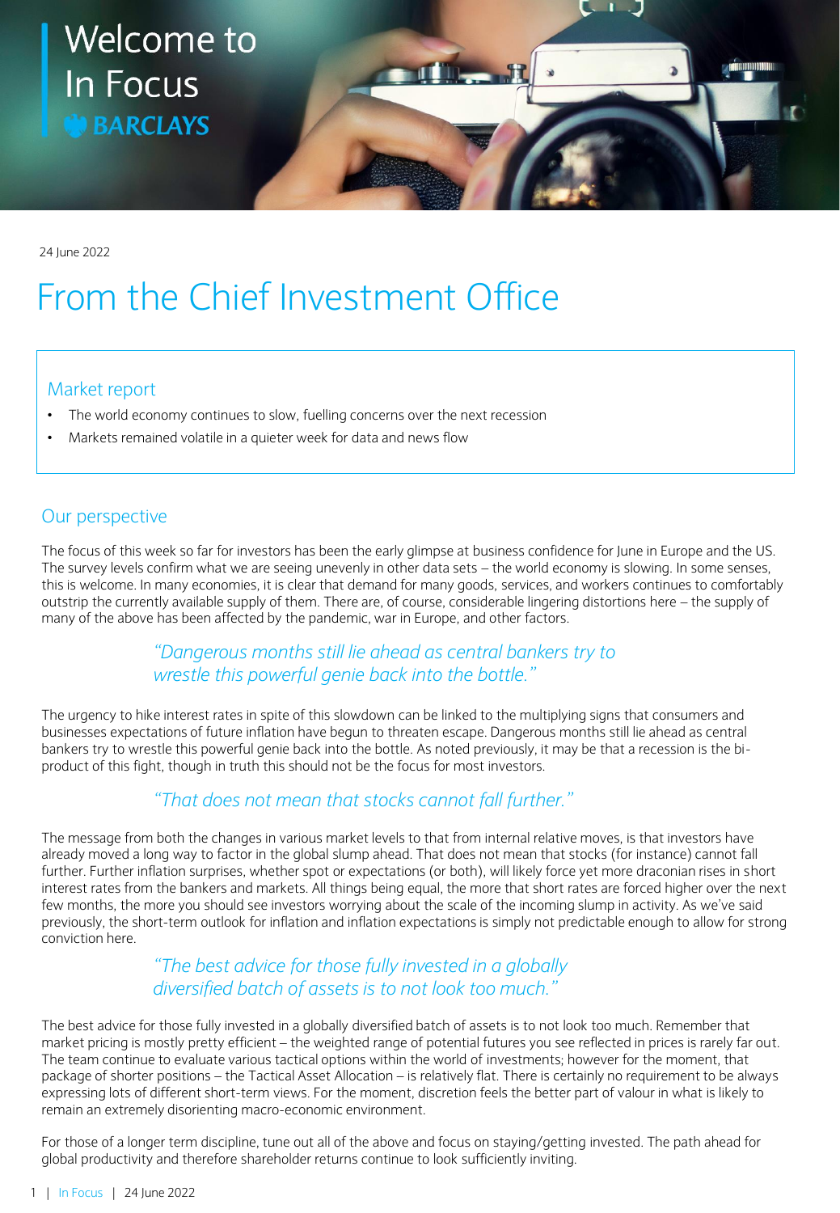# Welcome to In Focus

**BARCLAYS**

24 June 2022

# From the Chief Investment Office

## Market report

- The world economy continues to slow, fuelling concerns over the next recession
- Markets remained volatile in a quieter week for data and news flow

## Our perspective

The focus of this week so far for investors has been the early glimpse at business confidence for June in Europe and the US. The survey levels confirm what we are seeing unevenly in other data sets – the world economy is slowing. In some senses, this is welcome. In many economies, it is clear that demand for many goods, services, and workers continues to comfortably outstrip the currently available supply of them. There are, of course, considerable lingering distortions here – the supply of many of the above has been affected by the pandemic, war in Europe, and other factors.

> *"Dangerous months still lie ahead as central bankers try to wrestle this powerful genie back into the bottle."*

The urgency to hike interest rates in spite of this slowdown can be linked to the multiplying signs that consumers and businesses expectations of future inflation have begun to threaten escape. Dangerous months still lie ahead as central bankers try to wrestle this powerful genie back into the bottle. As noted previously, it may be that a recession is the bi-product of this fight, though in truth this should not be the focus for most investors.

> *"That does not mean that stocks cannot fall further."*

The message from both the changes in various market levels to that from internal relative moves, is that investors have already moved a long way to factor in the global slump ahead. That does not mean that stocks (for instance) cannot fall further. Further inflation surprises, whether spot or expectations (or both), will likely force yet more draconian rises in short interest rates from the bankers and markets. All things being equal, the more that short rates are forced higher over the next few months, the more you should see investors worrying about the scale of the incoming slump in activity. As we've said previously, the short-term outlook for inflation and inflation expectations is simply not predictable enough to allow for strong conviction here.

> *"The best advice for those fully invested in a globally diversified batch of assets is to not look too much."*

The best advice for those fully invested in a globally diversified batch of assets is to not look too much. Remember that market pricing is mostly pretty efficient – the weighted range of potential futures you see reflected in prices is rarely far out. The team continue to evaluate various tactical options within the world of investments; however for the moment, that package of shorter positions – the Tactical Asset Allocation – is relatively flat. There is certainly no requirement to be always expressing lots of different short-term views. For the moment, discretion feels the better part of valour in what is likely to remain an extremely disorienting macro-economic environment.

For those of a longer term discipline, tune out all of the above and focus on staying/getting invested. The path ahead for global productivity and therefore shareholder returns continue to look sufficiently inviting.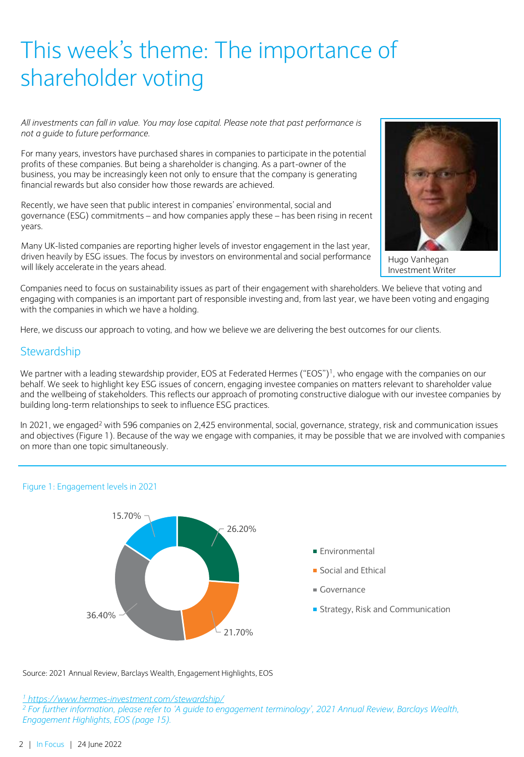# This week's theme: The importance of shareholder voting

*All investments can fall in value. You may lose capital. Please note that past performance is not a guide to future performance.*

Hugo Vanhegan
Investment Writer

For many years, investors have purchased shares in companies to participate in the potential profits of these companies. But being a shareholder is changing. As a part-owner of the business, you may be increasingly keen not only to ensure that the company is generating financial rewards but also consider how those rewards are achieved.

Recently, we have seen that public interest in companies' environmental, social and governance (ESG) commitments – and how companies apply these – has been rising in recent years.

Many UK-listed companies are reporting higher levels of investor engagement in the last year, driven heavily by ESG issues. The focus by investors on environmental and social performance will likely accelerate in the years ahead.

Companies need to focus on sustainability issues as part of their engagement with shareholders. We believe that voting and engaging with companies is an important part of responsible investing and, from last year, we have been voting and engaging with the companies in which we have a holding.

Here, we discuss our approach to voting, and how we believe we are delivering the best outcomes for our clients.

## Stewardship

We partner with a leading stewardship provider, EOS at Federated Hermes ("EOS")[1], who engage with the companies on our behalf. We seek to highlight key ESG issues of concern, engaging investee companies on matters relevant to shareholder value and the wellbeing of stakeholders. This reflects our approach of promoting constructive dialogue with our investee companies by building long-term relationships to seek to influence ESG practices.

In 2021, we engaged[2] with 596 companies on 2,425 environmental, social, governance, strategy, risk and communication issues and objectives (Figure 1). Because of the way we engage with companies, it may be possible that we are involved with companies on more than one topic simultaneously.

Figure 1: Engagement levels in 2021

| Category | Share |
|---|---|
| Environmental | 26.20% |
| Social and Ethical | 21.70% |
| Governance | 36.40% |
| Strategy, Risk and Communication | 15.70% |

Source: 2021 Annual Review, Barclays Wealth, Engagement Highlights, EOS

[1] https://www.hermes-investment.com/stewardship/

[2] *For further information, please refer to 'A guide to engagement terminology', 2021 Annual Review, Barclays Wealth, Engagement Highlights, EOS (page 15).*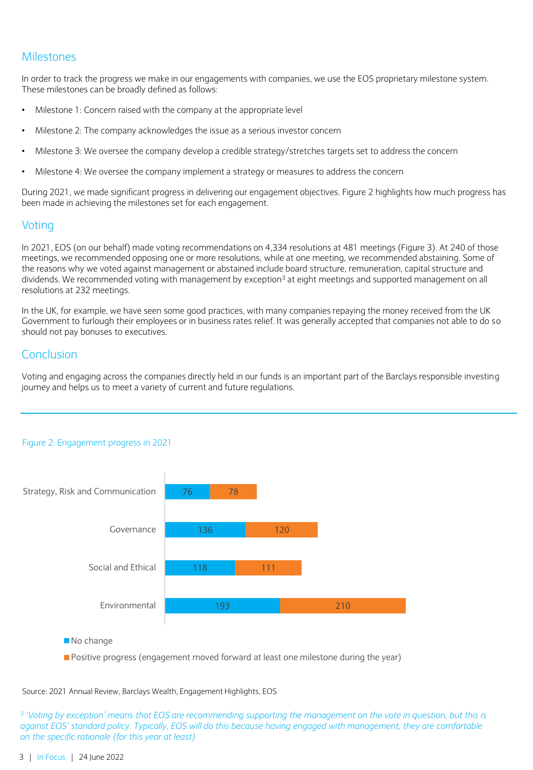## Milestones

In order to track the progress we make in our engagements with companies, we use the EOS proprietary milestone system. These milestones can be broadly defined as follows:

- Milestone 1: Concern raised with the company at the appropriate level
- Milestone 2: The company acknowledges the issue as a serious investor concern
- Milestone 3: We oversee the company develop a credible strategy/stretches targets set to address the concern
- Milestone 4: We oversee the company implement a strategy or measures to address the concern

During 2021, we made significant progress in delivering our engagement objectives. Figure 2 highlights how much progress has been made in achieving the milestones set for each engagement.

## Voting

In 2021, EOS (on our behalf) made voting recommendations on 4,334 resolutions at 481 meetings (Figure 3). At 240 of those meetings, we recommended opposing one or more resolutions, while at one meeting, we recommended abstaining. Some of the reasons why we voted against management or abstained include board structure, remuneration, capital structure and dividends. We recommended voting with management by exception[3] at eight meetings and supported management on all resolutions at 232 meetings.

In the UK, for example, we have seen some good practices, with many companies repaying the money received from the UK Government to furlough their employees or in business rates relief. It was generally accepted that companies not able to do so should not pay bonuses to executives.

## Conclusion

Voting and engaging across the companies directly held in our funds is an important part of the Barclays responsible investing journey and helps us to meet a variety of current and future regulations.

Figure 2: Engagement progress in 2021

| | No change | Positive progress (engagement moved forward at least one milestone during the year) |
|---|---|---|
| Strategy, Risk and Communication | 76 | 78 |
| Governance | 136 | 120 |
| Social and Ethical | 118 | 111 |
| Environmental | 193 | 210 |

Source: 2021 Annual Review, Barclays Wealth, Engagement Highlights, EOS

*[3] 'Voting by exception' means that EOS are recommending supporting the management on the vote in question, but this is against EOS' standard policy. Typically, EOS will do this because having engaged with management, they are comfortable on the specific rationale (for this year at least).*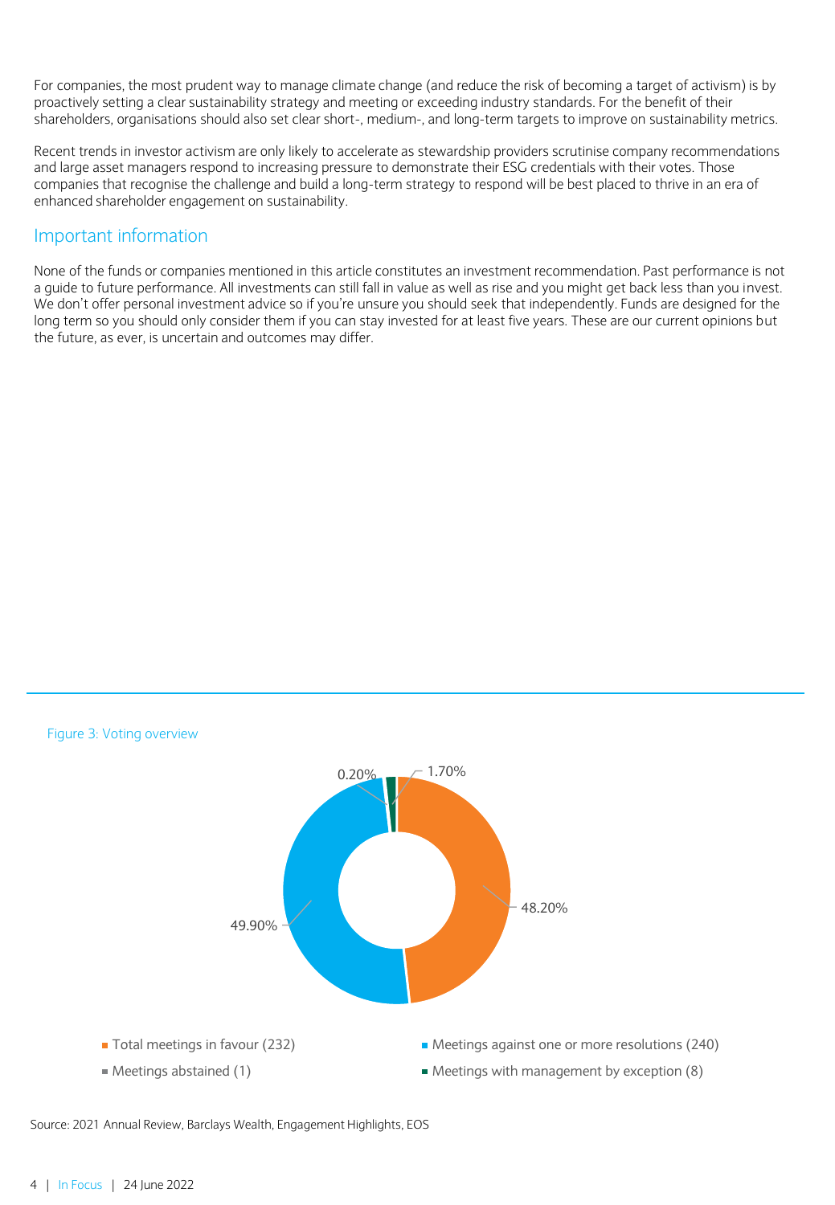For companies, the most prudent way to manage climate change (and reduce the risk of becoming a target of activism) is by proactively setting a clear sustainability strategy and meeting or exceeding industry standards. For the benefit of their shareholders, organisations should also set clear short-, medium-, and long-term targets to improve on sustainability metrics.

Recent trends in investor activism are only likely to accelerate as stewardship providers scrutinise company recommendations and large asset managers respond to increasing pressure to demonstrate their ESG credentials with their votes. Those companies that recognise the challenge and build a long-term strategy to respond will be best placed to thrive in an era of enhanced shareholder engagement on sustainability.

## Important information

None of the funds or companies mentioned in this article constitutes an investment recommendation. Past performance is not a guide to future performance. All investments can still fall in value as well as rise and you might get back less than you invest. We don't offer personal investment advice so if you're unsure you should seek that independently. Funds are designed for the long term so you should only consider them if you can stay invested for at least five years. These are our current opinions but the future, as ever, is uncertain and outcomes may differ.

Figure 3: Voting overview

| Category | Percentage |
| --- | --- |
| Total meetings in favour (232) | 48.20% |
| Meetings against one or more resolutions (240) | 49.90% |
| Meetings abstained (1) | 0.20% |
| Meetings with management by exception (8) | 1.70% |

Source: 2021 Annual Review, Barclays Wealth, Engagement Highlights, EOS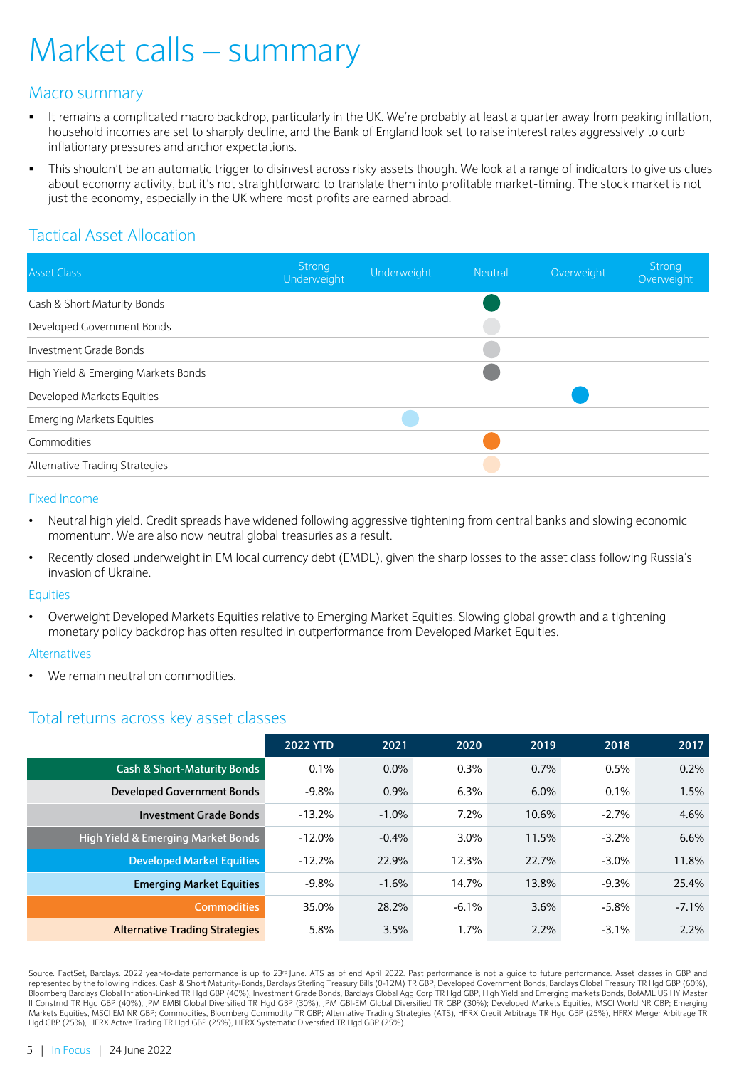# Market calls – summary

## Macro summary

- It remains a complicated macro backdrop, particularly in the UK. We're probably at least a quarter away from peaking inflation, household incomes are set to sharply decline, and the Bank of England look set to raise interest rates aggressively to curb inflationary pressures and anchor expectations.
- This shouldn't be an automatic trigger to disinvest across risky assets though. We look at a range of indicators to give us clues about economy activity, but it's not straightforward to translate them into profitable market-timing. The stock market is not just the economy, especially in the UK where most profits are earned abroad.

## Tactical Asset Allocation

| Asset Class | Strong Underweight | Underweight | Neutral | Overweight | Strong Overweight |
|---|---|---|---|---|---|
| Cash & Short Maturity Bonds | | | ● | | |
| Developed Government Bonds | | | ● | | |
| Investment Grade Bonds | | | ● | | |
| High Yield & Emerging Markets Bonds | | | ● | | |
| Developed Markets Equities | | | | ● | |
| Emerging Markets Equities | | ● | | | |
| Commodities | | | ● | | |
| Alternative Trading Strategies | | | ● | | |

### Fixed Income

- Neutral high yield. Credit spreads have widened following aggressive tightening from central banks and slowing economic momentum. We are also now neutral global treasuries as a result.
- Recently closed underweight in EM local currency debt (EMDL), given the sharp losses to the asset class following Russia's invasion of Ukraine.

### Equities

- Overweight Developed Markets Equities relative to Emerging Market Equities. Slowing global growth and a tightening monetary policy backdrop has often resulted in outperformance from Developed Market Equities.

### Alternatives

- We remain neutral on commodities.

## Total returns across key asset classes

| | 2022 YTD | 2021 | 2020 | 2019 | 2018 | 2017 |
|---|---|---|---|---|---|---|
| Cash & Short-Maturity Bonds | 0.1% | 0.0% | 0.3% | 0.7% | 0.5% | 0.2% |
| Developed Government Bonds | -9.8% | 0.9% | 6.3% | 6.0% | 0.1% | 1.5% |
| Investment Grade Bonds | -13.2% | -1.0% | 7.2% | 10.6% | -2.7% | 4.6% |
| High Yield & Emerging Market Bonds | -12.0% | -0.4% | 3.0% | 11.5% | -3.2% | 6.6% |
| Developed Market Equities | -12.2% | 22.9% | 12.3% | 22.7% | -3.0% | 11.8% |
| Emerging Market Equities | -9.8% | -1.6% | 14.7% | 13.8% | -9.3% | 25.4% |
| Commodities | 35.0% | 28.2% | -6.1% | 3.6% | -5.8% | -7.1% |
| Alternative Trading Strategies | 5.8% | 3.5% | 1.7% | 2.2% | -3.1% | 2.2% |

Source: FactSet, Barclays. 2022 year-to-date performance is up to 23rd June. ATS as of end April 2022. Past performance is not a guide to future performance. Asset classes in GBP and represented by the following indices: Cash & Short Maturity-Bonds, Barclays Sterling Treasury Bills (0-12M) TR GBP; Developed Government Bonds, Barclays Global Treasury TR Hgd GBP (60%), Bloomberg Barclays Global Inflation-Linked TR Hgd GBP (40%); Investment Grade Bonds, Barclays Global Agg Corp TR Hgd GBP; High Yield and Emerging markets Bonds, BofAML US HY Master II Constrnd TR Hgd GBP (40%), JPM EMBI Global Diversified TR Hgd GBP (30%), JPM GBI-EM Global Diversified TR GBP (30%); Developed Markets Equities, MSCI World NR GBP; Emerging Markets Equities, MSCI EM NR GBP; Commodities, Bloomberg Commodity TR GBP; Alternative Trading Strategies (ATS), HFRX Credit Arbitrage TR Hgd GBP (25%), HFRX Merger Arbitrage TR Hgd GBP (25%), HFRX Active Trading TR Hgd GBP (25%), HFRX Systematic Diversified TR Hgd GBP (25%).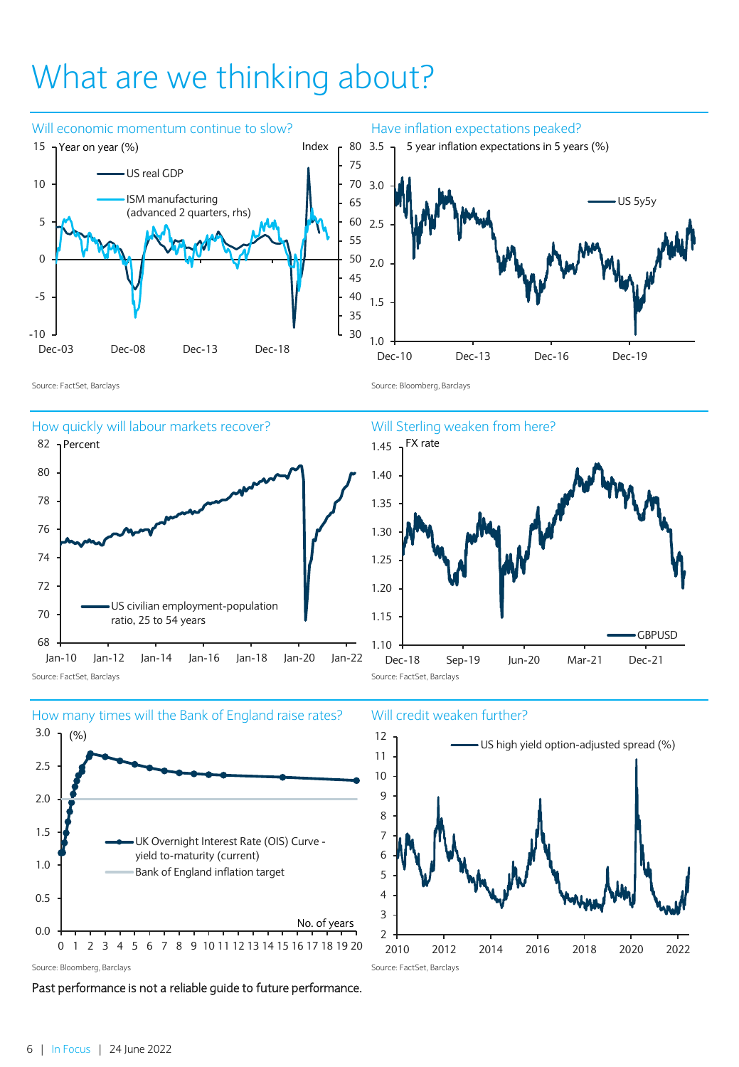# What are we thinking about?

## Will economic momentum continue to slow?

Year on year (%) — US real GDP; ISM manufacturing (advanced 2 quarters, rhs) — Index

Source: FactSet, Barclays

## Have inflation expectations peaked?

5 year inflation expectations in 5 years (%) — US 5y5y

Source: Bloomberg, Barclays

## How quickly will labour markets recover?

Percent — US civilian employment-population ratio, 25 to 54 years

Source: FactSet, Barclays

## Will Sterling weaken from here?

FX rate — GBPUSD

Source: FactSet, Barclays

## How many times will the Bank of England raise rates?

(%) — UK Overnight Interest Rate (OIS) Curve - yield to-maturity (current); Bank of England inflation target

No. of years

Source: Bloomberg, Barclays

## Will credit weaken further?

US high yield option-adjusted spread (%)

Source: FactSet, Barclays

Past performance is not a reliable guide to future performance.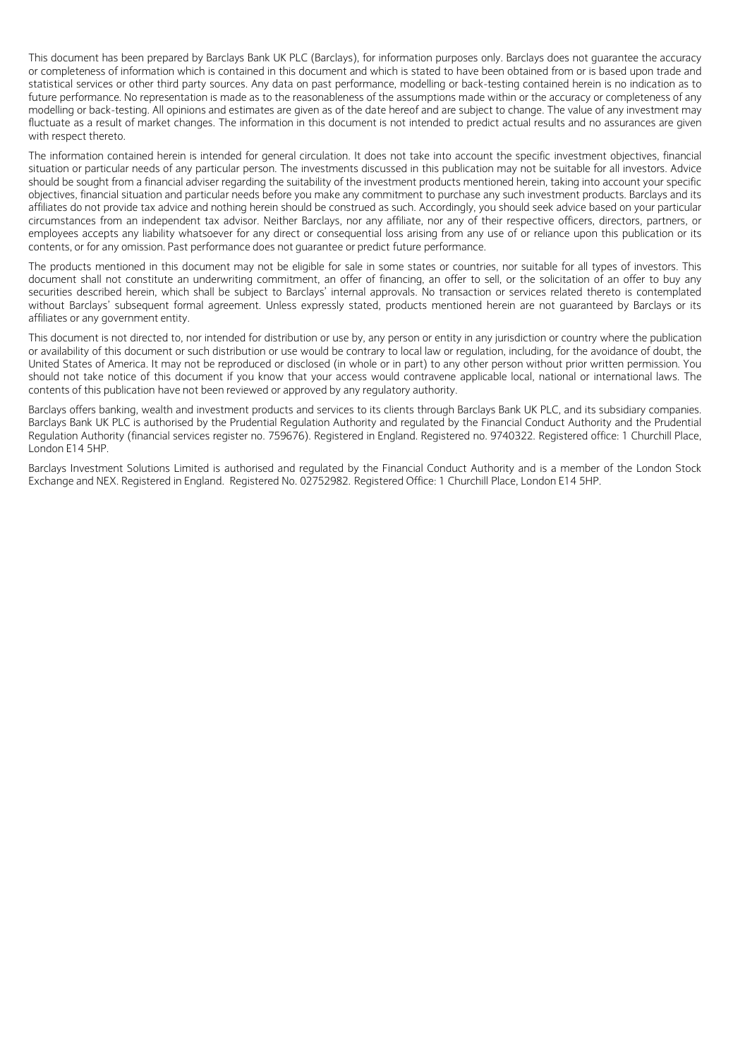This document has been prepared by Barclays Bank UK PLC (Barclays), for information purposes only. Barclays does not guarantee the accuracy or completeness of information which is contained in this document and which is stated to have been obtained from or is based upon trade and statistical services or other third party sources. Any data on past performance, modelling or back-testing contained herein is no indication as to future performance. No representation is made as to the reasonableness of the assumptions made within or the accuracy or completeness of any modelling or back-testing. All opinions and estimates are given as of the date hereof and are subject to change. The value of any investment may fluctuate as a result of market changes. The information in this document is not intended to predict actual results and no assurances are given with respect thereto.

The information contained herein is intended for general circulation. It does not take into account the specific investment objectives, financial situation or particular needs of any particular person. The investments discussed in this publication may not be suitable for all investors. Advice should be sought from a financial adviser regarding the suitability of the investment products mentioned herein, taking into account your specific objectives, financial situation and particular needs before you make any commitment to purchase any such investment products. Barclays and its affiliates do not provide tax advice and nothing herein should be construed as such. Accordingly, you should seek advice based on your particular circumstances from an independent tax advisor. Neither Barclays, nor any affiliate, nor any of their respective officers, directors, partners, or employees accepts any liability whatsoever for any direct or consequential loss arising from any use of or reliance upon this publication or its contents, or for any omission. Past performance does not guarantee or predict future performance.

The products mentioned in this document may not be eligible for sale in some states or countries, nor suitable for all types of investors. This document shall not constitute an underwriting commitment, an offer of financing, an offer to sell, or the solicitation of an offer to buy any securities described herein, which shall be subject to Barclays' internal approvals. No transaction or services related thereto is contemplated without Barclays' subsequent formal agreement. Unless expressly stated, products mentioned herein are not guaranteed by Barclays or its affiliates or any government entity.

This document is not directed to, nor intended for distribution or use by, any person or entity in any jurisdiction or country where the publication or availability of this document or such distribution or use would be contrary to local law or regulation, including, for the avoidance of doubt, the United States of America. It may not be reproduced or disclosed (in whole or in part) to any other person without prior written permission. You should not take notice of this document if you know that your access would contravene applicable local, national or international laws. The contents of this publication have not been reviewed or approved by any regulatory authority.

Barclays offers banking, wealth and investment products and services to its clients through Barclays Bank UK PLC, and its subsidiary companies. Barclays Bank UK PLC is authorised by the Prudential Regulation Authority and regulated by the Financial Conduct Authority and the Prudential Regulation Authority (financial services register no. 759676). Registered in England. Registered no. 9740322. Registered office: 1 Churchill Place, London E14 5HP.

Barclays Investment Solutions Limited is authorised and regulated by the Financial Conduct Authority and is a member of the London Stock Exchange and NEX. Registered in England. Registered No. 02752982. Registered Office: 1 Churchill Place, London E14 5HP.